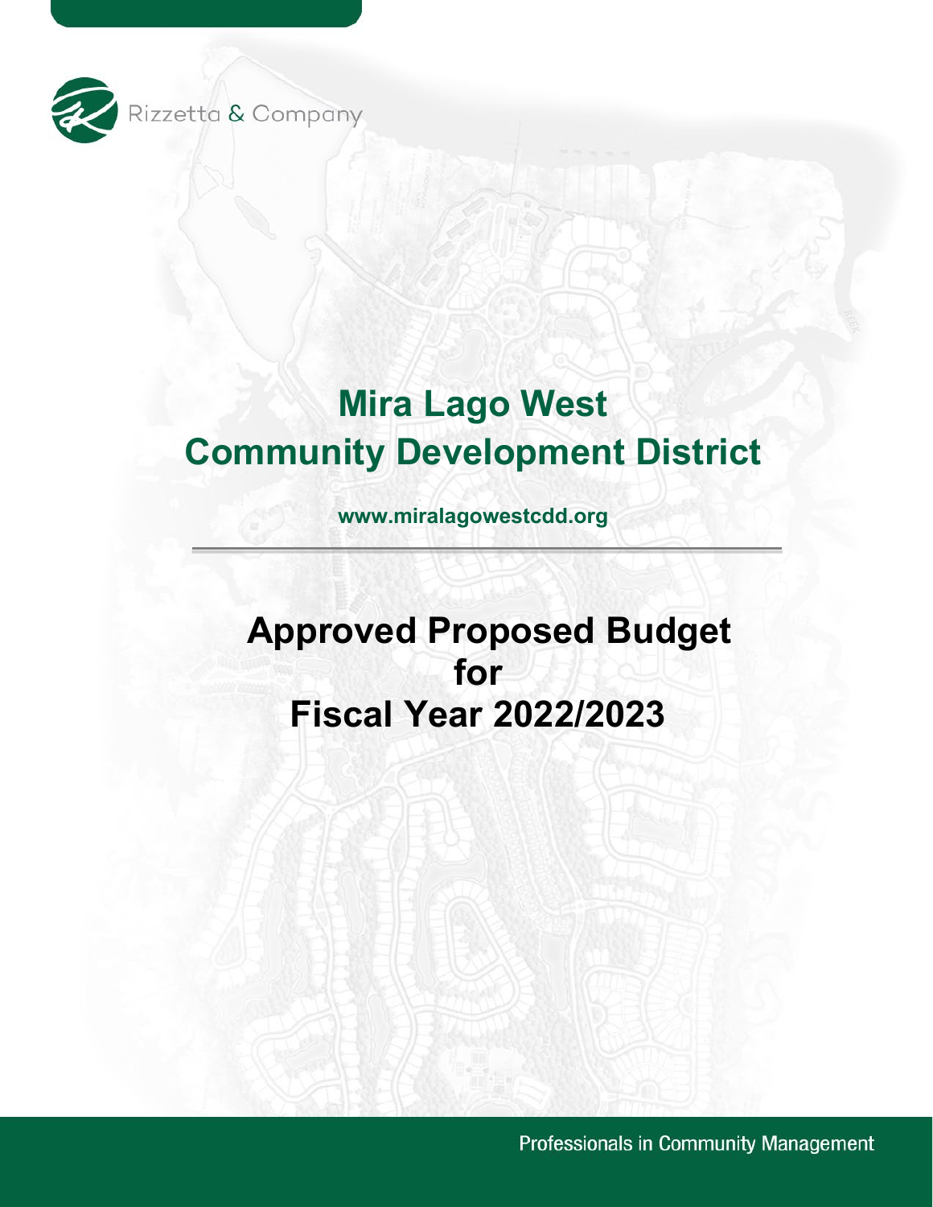Rizzetta & Company

# Mira Lago West Community Development District

**www.miralagowestcdd.org**

---

## Approved Proposed Budget for Fiscal Year 2022/2023

Professionals in Community Management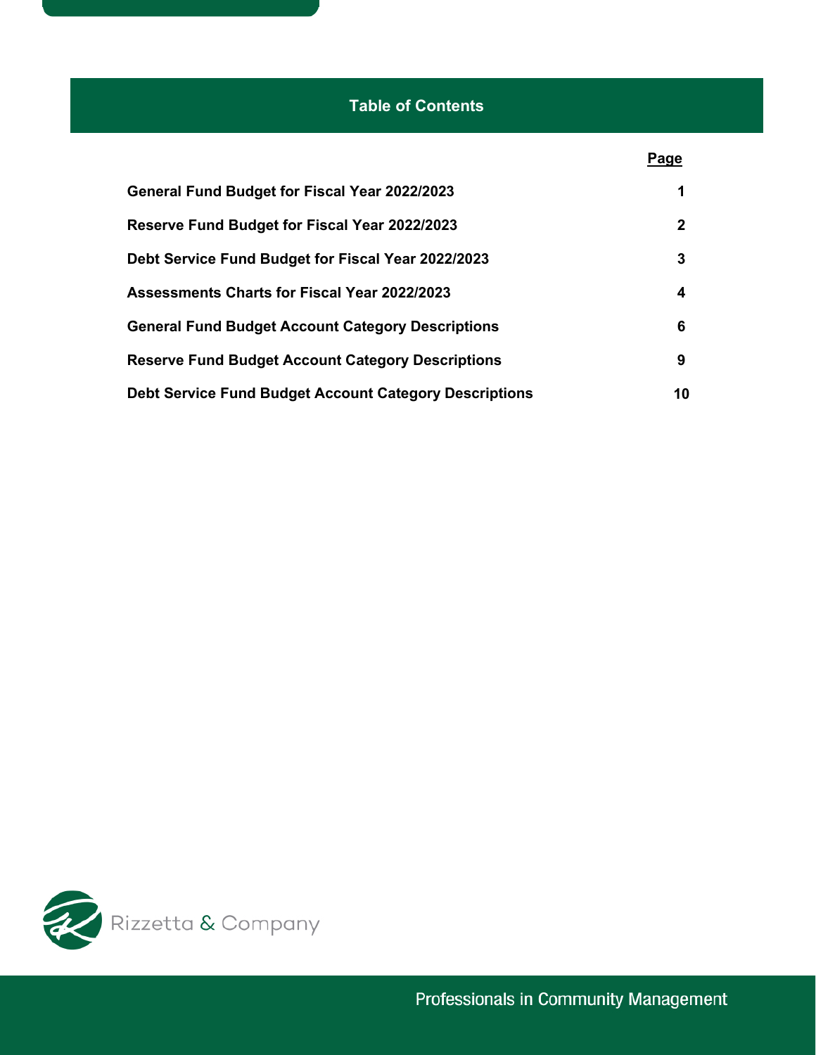## Table of Contents

| | Page |
|---|---|
| **General Fund Budget for Fiscal Year 2022/2023** | **1** |
| **Reserve Fund Budget for Fiscal Year 2022/2023** | **2** |
| **Debt Service Fund Budget for Fiscal Year 2022/2023** | **3** |
| **Assessments Charts for Fiscal Year 2022/2023** | **4** |
| **General Fund Budget Account Category Descriptions** | **6** |
| **Reserve Fund Budget Account Category Descriptions** | **9** |
| **Debt Service Fund Budget Account Category Descriptions** | **10** |

Rizzetta & Company

Professionals in Community Management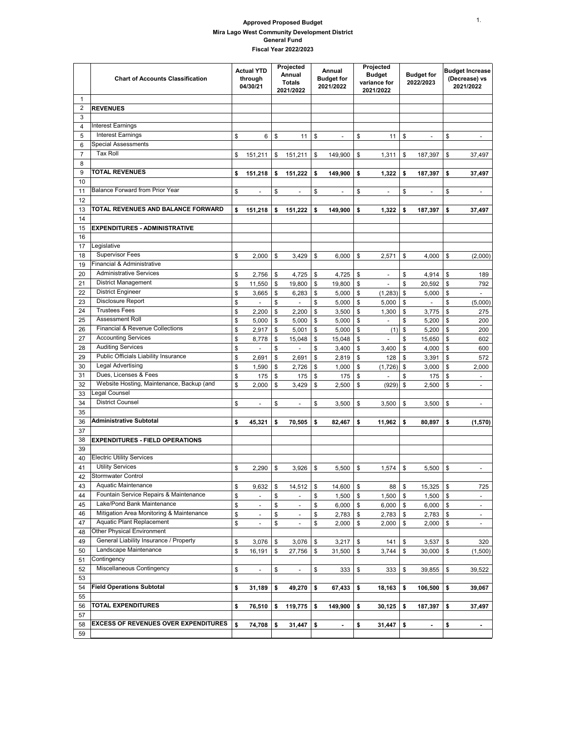**Approved Proposed Budget**

**Mira Lago West Community Development District**

**General Fund**

**Fiscal Year 2022/2023**

| | Chart of Accounts Classification | Actual YTD through 04/30/21 | Projected Annual Totals 2021/2022 | Annual Budget for 2021/2022 | Projected Budget variance for 2021/2022 | Budget for 2022/2023 | Budget Increase (Decrease) vs 2021/2022 |
|---|---|---|---|---|---|---|---|
| 1 | | | | | | | |
| 2 | **REVENUES** | | | | | | |
| 3 | | | | | | | |
| 4 | Interest Earnings | | | | | | |
| 5 | Interest Earnings | $ 6 | $ 11 | $ - | $ 11 | $ - | $ - |
| 6 | Special Assessments | | | | | | |
| 7 | Tax Roll | $ 151,211 | $ 151,211 | $ 149,900 | $ 1,311 | $ 187,397 | $ 37,497 |
| 8 | | | | | | | |
| 9 | **TOTAL REVENUES** | **$ 151,218** | **$ 151,222** | **$ 149,900** | **$ 1,322** | **$ 187,397** | **$ 37,497** |
| 10 | | | | | | | |
| 11 | Balance Forward from Prior Year | $ - | $ - | $ - | $ - | $ - | $ - |
| 12 | | | | | | | |
| 13 | **TOTAL REVENUES AND BALANCE FORWARD** | **$ 151,218** | **$ 151,222** | **$ 149,900** | **$ 1,322** | **$ 187,397** | **$ 37,497** |
| 14 | | | | | | | |
| 15 | **EXPENDITURES - ADMINISTRATIVE** | | | | | | |
| 16 | | | | | | | |
| 17 | Legislative | | | | | | |
| 18 | Supervisor Fees | $ 2,000 | $ 3,429 | $ 6,000 | $ 2,571 | $ 4,000 | $ (2,000) |
| 19 | Financial & Administrative | | | | | | |
| 20 | Administrative Services | $ 2,756 | $ 4,725 | $ 4,725 | $ - | $ 4,914 | $ 189 |
| 21 | District Management | $ 11,550 | $ 19,800 | $ 19,800 | $ - | $ 20,592 | $ 792 |
| 22 | District Engineer | $ 3,665 | $ 6,283 | $ 5,000 | $ (1,283) | $ 5,000 | $ - |
| 23 | Disclosure Report | $ - | $ - | $ 5,000 | $ 5,000 | $ - | $ (5,000) |
| 24 | Trustees Fees | $ 2,200 | $ 2,200 | $ 3,500 | $ 1,300 | $ 3,775 | $ 275 |
| 25 | Assessment Roll | $ 5,000 | $ 5,000 | $ 5,000 | $ - | $ 5,200 | $ 200 |
| 26 | Financial & Revenue Collections | $ 2,917 | $ 5,001 | $ 5,000 | $ (1) | $ 5,200 | $ 200 |
| 27 | Accounting Services | $ 8,778 | $ 15,048 | $ 15,048 | $ - | $ 15,650 | $ 602 |
| 28 | Auditing Services | $ - | $ - | $ 3,400 | $ 3,400 | $ 4,000 | $ 600 |
| 29 | Public Officials Liability Insurance | $ 2,691 | $ 2,691 | $ 2,819 | $ 128 | $ 3,391 | $ 572 |
| 30 | Legal Advertising | $ 1,590 | $ 2,726 | $ 1,000 | $ (1,726) | $ 3,000 | $ 2,000 |
| 31 | Dues, Licenses & Fees | $ 175 | $ 175 | $ 175 | $ - | $ 175 | $ - |
| 32 | Website Hosting, Maintenance, Backup (and | $ 2,000 | $ 3,429 | $ 2,500 | $ (929) | $ 2,500 | $ - |
| 33 | Legal Counsel | | | | | | |
| 34 | District Counsel | $ - | $ - | $ 3,500 | $ 3,500 | $ 3,500 | $ - |
| 35 | | | | | | | |
| 36 | **Administrative Subtotal** | **$ 45,321** | **$ 70,505** | **$ 82,467** | **$ 11,962** | **$ 80,897** | **$ (1,570)** |
| 37 | | | | | | | |
| 38 | **EXPENDITURES - FIELD OPERATIONS** | | | | | | |
| 39 | | | | | | | |
| 40 | Electric Utility Services | | | | | | |
| 41 | Utility Services | $ 2,290 | $ 3,926 | $ 5,500 | $ 1,574 | $ 5,500 | $ - |
| 42 | Stormwater Control | | | | | | |
| 43 | Aquatic Maintenance | $ 9,632 | $ 14,512 | $ 14,600 | $ 88 | $ 15,325 | $ 725 |
| 44 | Fountain Service Repairs & Maintenance | $ - | $ - | $ 1,500 | $ 1,500 | $ 1,500 | $ - |
| 45 | Lake/Pond Bank Maintenance | $ - | $ - | $ 6,000 | $ 6,000 | $ 6,000 | $ - |
| 46 | Mitigation Area Monitoring & Maintenance | $ - | $ - | $ 2,783 | $ 2,783 | $ 2,783 | $ - |
| 47 | Aquatic Plant Replacement | $ - | $ - | $ 2,000 | $ 2,000 | $ 2,000 | $ - |
| 48 | Other Physical Environment | | | | | | |
| 49 | General Liability Insurance / Property | $ 3,076 | $ 3,076 | $ 3,217 | $ 141 | $ 3,537 | $ 320 |
| 50 | Landscape Maintenance | $ 16,191 | $ 27,756 | $ 31,500 | $ 3,744 | $ 30,000 | $ (1,500) |
| 51 | Contingency | | | | | | |
| 52 | Miscellaneous Contingency | $ - | $ - | $ 333 | $ 333 | $ 39,855 | $ 39,522 |
| 53 | | | | | | | |
| 54 | **Field Operations Subtotal** | **$ 31,189** | **$ 49,270** | **$ 67,433** | **$ 18,163** | **$ 106,500** | **$ 39,067** |
| 55 | | | | | | | |
| 56 | **TOTAL EXPENDITURES** | **$ 76,510** | **$ 119,775** | **$ 149,900** | **$ 30,125** | **$ 187,397** | **$ 37,497** |
| 57 | | | | | | | |
| 58 | **EXCESS OF REVENUES OVER EXPENDITURES** | **$ 74,708** | **$ 31,447** | **$ -** | **$ 31,447** | **$ -** | **$ -** |
| 59 | | | | | | | |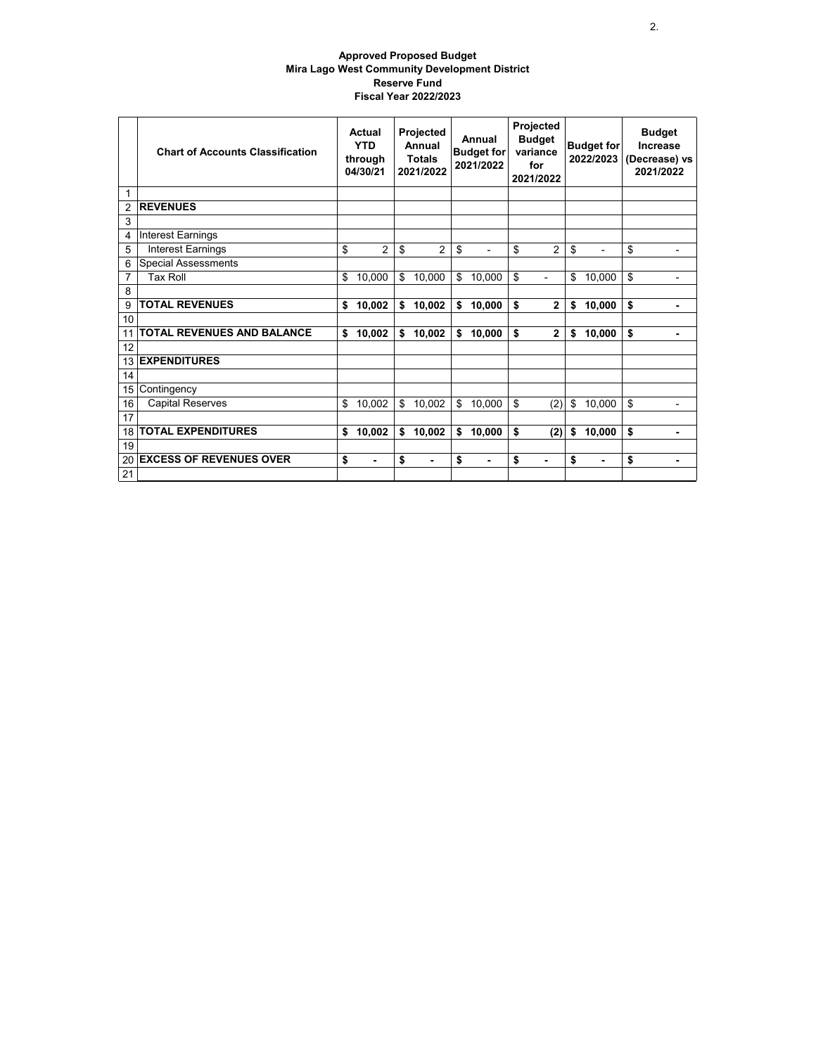**Approved Proposed Budget**
**Mira Lago West Community Development District**
**Reserve Fund**
**Fiscal Year 2022/2023**

| | Chart of Accounts Classification | Actual YTD through 04/30/21 | Projected Annual Totals 2021/2022 | Annual Budget for 2021/2022 | Projected Budget variance for 2021/2022 | Budget for 2022/2023 | Budget Increase (Decrease) vs 2021/2022 |
|---|---|---|---|---|---|---|---|
| 1 | | | | | | | |
| 2 | **REVENUES** | | | | | | |
| 3 | | | | | | | |
| 4 | Interest Earnings | | | | | | |
| 5 | Interest Earnings | $ 2 | $ 2 | $ - | $ 2 | $ - | $ - |
| 6 | Special Assessments | | | | | | |
| 7 | Tax Roll | $ 10,000 | $ 10,000 | $ 10,000 | $ - | $ 10,000 | $ - |
| 8 | | | | | | | |
| 9 | **TOTAL REVENUES** | **$ 10,002** | **$ 10,002** | **$ 10,000** | **$ 2** | **$ 10,000** | **$ -** |
| 10 | | | | | | | |
| 11 | **TOTAL REVENUES AND BALANCE** | **$ 10,002** | **$ 10,002** | **$ 10,000** | **$ 2** | **$ 10,000** | **$ -** |
| 12 | | | | | | | |
| 13 | **EXPENDITURES** | | | | | | |
| 14 | | | | | | | |
| 15 | Contingency | | | | | | |
| 16 | Capital Reserves | $ 10,002 | $ 10,002 | $ 10,000 | $ (2) | $ 10,000 | $ - |
| 17 | | | | | | | |
| 18 | **TOTAL EXPENDITURES** | **$ 10,002** | **$ 10,002** | **$ 10,000** | **$ (2)** | **$ 10,000** | **$ -** |
| 19 | | | | | | | |
| 20 | **EXCESS OF REVENUES OVER** | **$ -** | **$ -** | **$ -** | **$ -** | **$ -** | **$ -** |
| 21 | | | | | | | |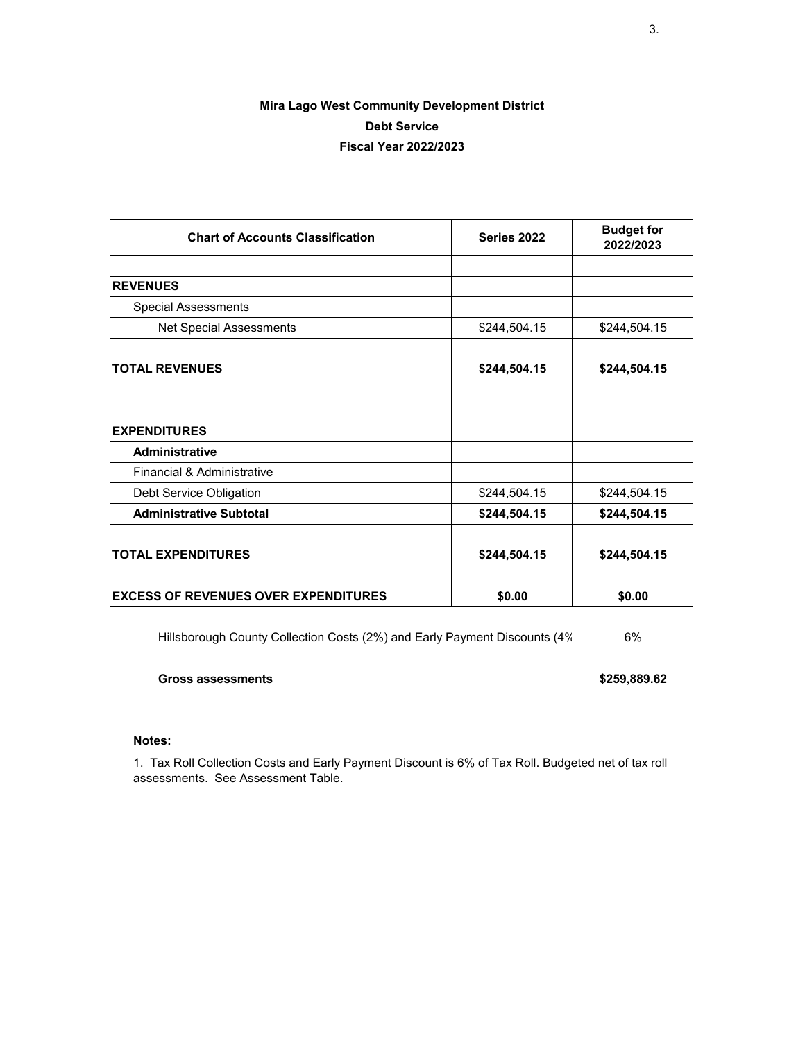**Mira Lago West Community Development District**

**Debt Service**

**Fiscal Year 2022/2023**

| Chart of Accounts Classification | Series 2022 | Budget for 2022/2023 |
|---|---|---|
| | | |
| **REVENUES** | | |
| Special Assessments | | |
| Net Special Assessments | $244,504.15 | $244,504.15 |
| | | |
| **TOTAL REVENUES** | **$244,504.15** | **$244,504.15** |
| | | |
| | | |
| **EXPENDITURES** | | |
| **Administrative** | | |
| Financial & Administrative | | |
| Debt Service Obligation | $244,504.15 | $244,504.15 |
| **Administrative Subtotal** | **$244,504.15** | **$244,504.15** |
| | | |
| **TOTAL EXPENDITURES** | **$244,504.15** | **$244,504.15** |
| | | |
| **EXCESS OF REVENUES OVER EXPENDITURES** | **$0.00** | **$0.00** |

Hillsborough County Collection Costs (2%) and Early Payment Discounts (4% 6%

**Gross assessments** **$259,889.62**

**Notes:**

1. Tax Roll Collection Costs and Early Payment Discount is 6% of Tax Roll. Budgeted net of tax roll assessments. See Assessment Table.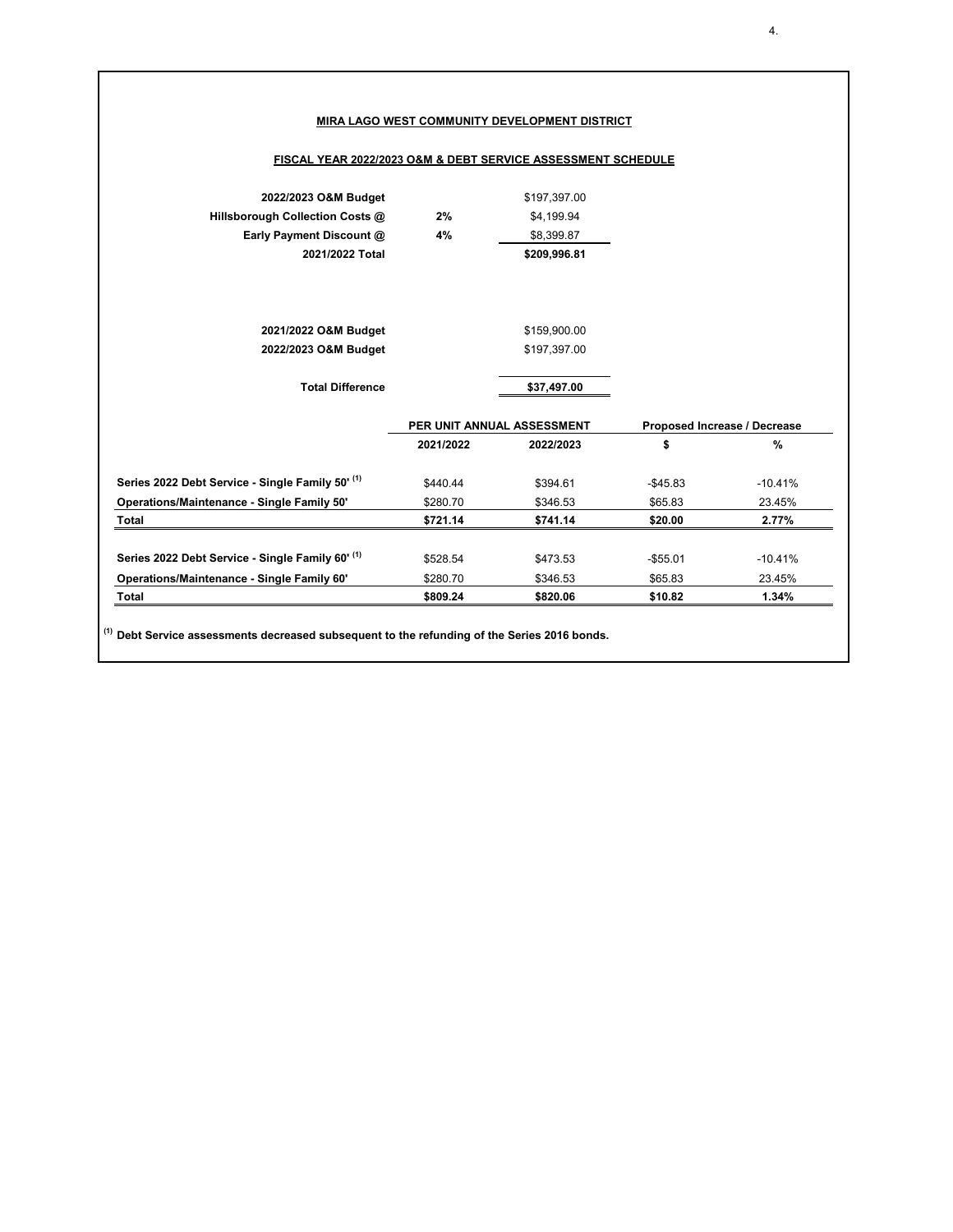**MIRA LAGO WEST COMMUNITY DEVELOPMENT DISTRICT**

**FISCAL YEAR 2022/2023 O&M & DEBT SERVICE ASSESSMENT SCHEDULE**

| | | |
|---|---|---|
| **2022/2023 O&M Budget** | | $197,397.00 |
| **Hillsborough Collection Costs @** | **2%** | $4,199.94 |
| **Early Payment Discount @** | **4%** | $8,399.87 |
| **2021/2022 Total** | | **$209,996.81** |

| | |
|---|---|
| **2021/2022 O&M Budget** | $159,900.00 |
| **2022/2023 O&M Budget** | $197,397.00 |
| **Total Difference** | **$37,497.00** |

| | PER UNIT ANNUAL ASSESSMENT | | Proposed Increase / Decrease | |
|---|---|---|---|---|
| | **2021/2022** | **2022/2023** | **$** | **%** |
| **Series 2022 Debt Service - Single Family 50' (1)** | $440.44 | $394.61 | -$45.83 | -10.41% |
| **Operations/Maintenance - Single Family 50'** | $280.70 | $346.53 | $65.83 | 23.45% |
| **Total** | **$721.14** | **$741.14** | **$20.00** | **2.77%** |
| | | | | |
| **Series 2022 Debt Service - Single Family 60' (1)** | $528.54 | $473.53 | -$55.01 | -10.41% |
| **Operations/Maintenance - Single Family 60'** | $280.70 | $346.53 | $65.83 | 23.45% |
| **Total** | **$809.24** | **$820.06** | **$10.82** | **1.34%** |

(1) **Debt Service assessments decreased subsequent to the refunding of the Series 2016 bonds.**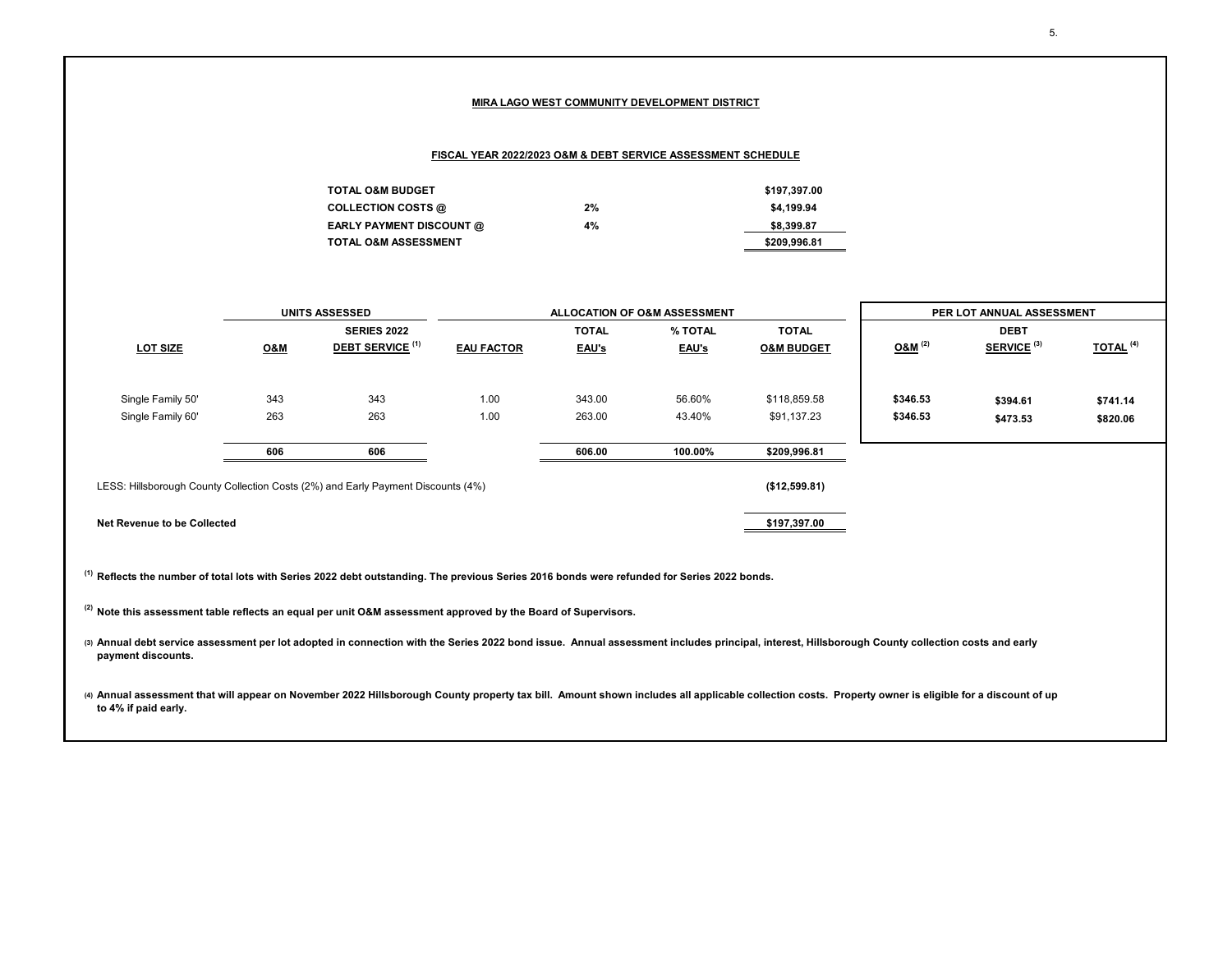## MIRA LAGO WEST COMMUNITY DEVELOPMENT DISTRICT

### FISCAL YEAR 2022/2023 O&M & DEBT SERVICE ASSESSMENT SCHEDULE

| | | |
|---|---|---|
| TOTAL O&M BUDGET | | $197,397.00 |
| COLLECTION COSTS @ | 2% | $4,199.94 |
| EARLY PAYMENT DISCOUNT @ | 4% | $8,399.87 |
| TOTAL O&M ASSESSMENT | | $209,996.81 |

| | UNITS ASSESSED | | ALLOCATION OF O&M ASSESSMENT | | | | PER LOT ANNUAL ASSESSMENT | | |
|---|---|---|---|---|---|---|---|---|---|
| LOT SIZE | O&M | SERIES 2022 DEBT SERVICE [(1)] | EAU FACTOR | TOTAL EAU's | % TOTAL EAU's | TOTAL O&M BUDGET | O&M [(2)] | DEBT SERVICE [(3)] | TOTAL [(4)] |
| Single Family 50' | 343 | 343 | 1.00 | 343.00 | 56.60% | $118,859.58 | $346.53 | $394.61 | $741.14 |
| Single Family 60' | 263 | 263 | 1.00 | 263.00 | 43.40% | $91,137.23 | $346.53 | $473.53 | $820.06 |
| | 606 | 606 | | 606.00 | 100.00% | $209,996.81 | | | |

| | |
|---|---|
| LESS: Hillsborough County Collection Costs (2%) and Early Payment Discounts (4%) | ($12,599.81) |
| **Net Revenue to be Collected** | $197,397.00 |

[(1)] Reflects the number of total lots with Series 2022 debt outstanding. The previous Series 2016 bonds were refunded for Series 2022 bonds.

[(2)] Note this assessment table reflects an equal per unit O&M assessment approved by the Board of Supervisors.

[(3)] Annual debt service assessment per lot adopted in connection with the Series 2022 bond issue. Annual assessment includes principal, interest, Hillsborough County collection costs and early payment discounts.

[(4)] Annual assessment that will appear on November 2022 Hillsborough County property tax bill. Amount shown includes all applicable collection costs. Property owner is eligible for a discount of up to 4% if paid early.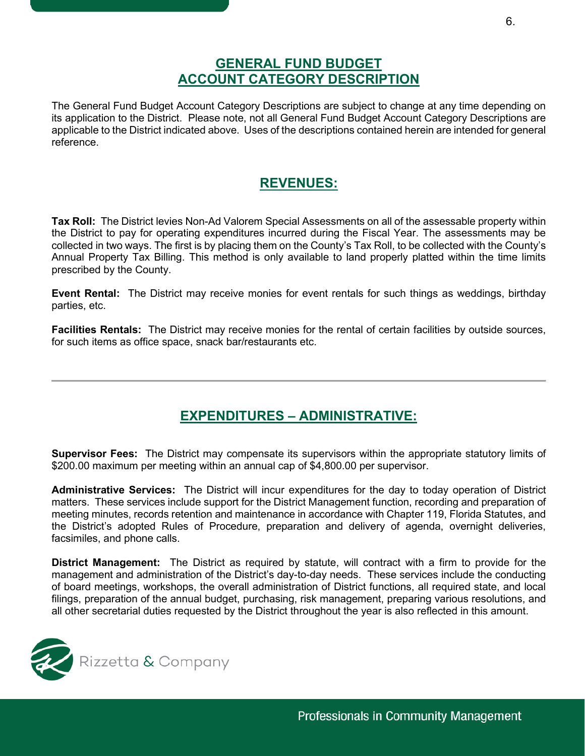# GENERAL FUND BUDGET
# ACCOUNT CATEGORY DESCRIPTION

The General Fund Budget Account Category Descriptions are subject to change at any time depending on its application to the District. Please note, not all General Fund Budget Account Category Descriptions are applicable to the District indicated above. Uses of the descriptions contained herein are intended for general reference.

## REVENUES:

**Tax Roll:** The District levies Non-Ad Valorem Special Assessments on all of the assessable property within the District to pay for operating expenditures incurred during the Fiscal Year. The assessments may be collected in two ways. The first is by placing them on the County's Tax Roll, to be collected with the County's Annual Property Tax Billing. This method is only available to land properly platted within the time limits prescribed by the County.

**Event Rental:** The District may receive monies for event rentals for such things as weddings, birthday parties, etc.

**Facilities Rentals:** The District may receive monies for the rental of certain facilities by outside sources, for such items as office space, snack bar/restaurants etc.

---

## EXPENDITURES – ADMINISTRATIVE:

**Supervisor Fees:** The District may compensate its supervisors within the appropriate statutory limits of $200.00 maximum per meeting within an annual cap of $4,800.00 per supervisor.

**Administrative Services:** The District will incur expenditures for the day to today operation of District matters. These services include support for the District Management function, recording and preparation of meeting minutes, records retention and maintenance in accordance with Chapter 119, Florida Statutes, and the District's adopted Rules of Procedure, preparation and delivery of agenda, overnight deliveries, facsimiles, and phone calls.

**District Management:** The District as required by statute, will contract with a firm to provide for the management and administration of the District's day-to-day needs. These services include the conducting of board meetings, workshops, the overall administration of District functions, all required state, and local filings, preparation of the annual budget, purchasing, risk management, preparing various resolutions, and all other secretarial duties requested by the District throughout the year is also reflected in this amount.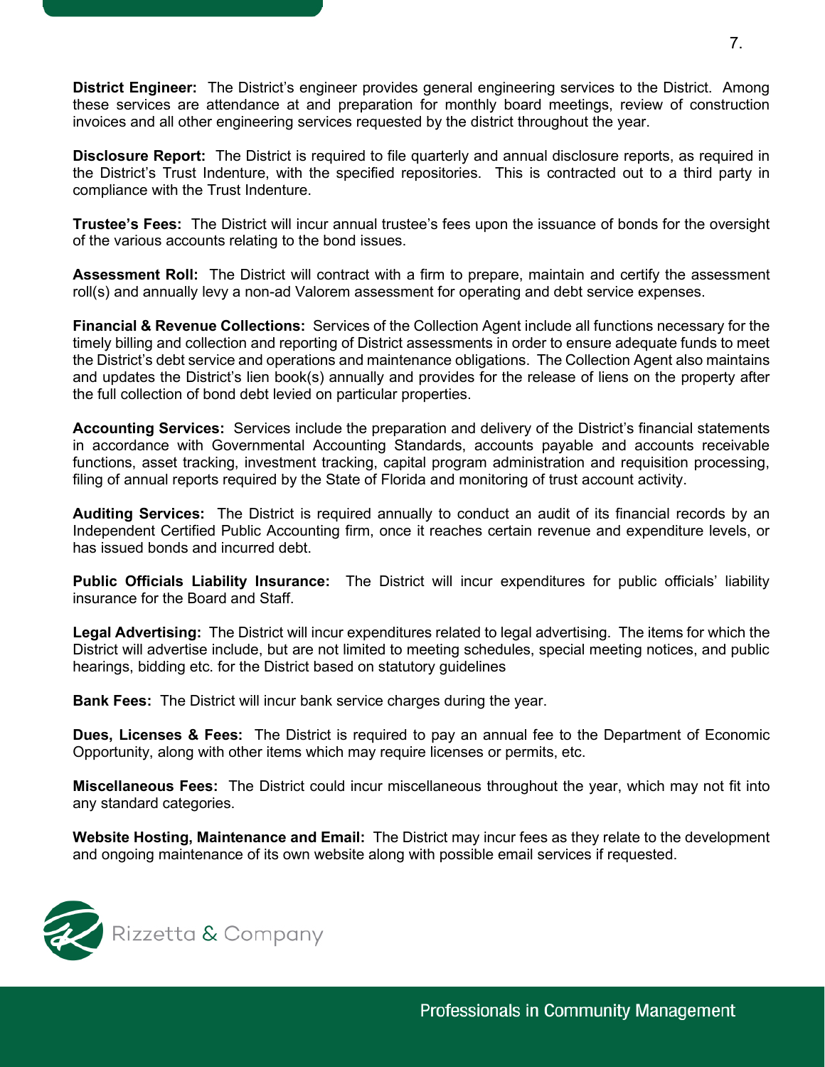**District Engineer:** The District's engineer provides general engineering services to the District. Among these services are attendance at and preparation for monthly board meetings, review of construction invoices and all other engineering services requested by the district throughout the year.

**Disclosure Report:** The District is required to file quarterly and annual disclosure reports, as required in the District's Trust Indenture, with the specified repositories. This is contracted out to a third party in compliance with the Trust Indenture.

**Trustee's Fees:** The District will incur annual trustee's fees upon the issuance of bonds for the oversight of the various accounts relating to the bond issues.

**Assessment Roll:** The District will contract with a firm to prepare, maintain and certify the assessment roll(s) and annually levy a non-ad Valorem assessment for operating and debt service expenses.

**Financial & Revenue Collections:** Services of the Collection Agent include all functions necessary for the timely billing and collection and reporting of District assessments in order to ensure adequate funds to meet the District's debt service and operations and maintenance obligations. The Collection Agent also maintains and updates the District's lien book(s) annually and provides for the release of liens on the property after the full collection of bond debt levied on particular properties.

**Accounting Services:** Services include the preparation and delivery of the District's financial statements in accordance with Governmental Accounting Standards, accounts payable and accounts receivable functions, asset tracking, investment tracking, capital program administration and requisition processing, filing of annual reports required by the State of Florida and monitoring of trust account activity.

**Auditing Services:** The District is required annually to conduct an audit of its financial records by an Independent Certified Public Accounting firm, once it reaches certain revenue and expenditure levels, or has issued bonds and incurred debt.

**Public Officials Liability Insurance:** The District will incur expenditures for public officials' liability insurance for the Board and Staff.

**Legal Advertising:** The District will incur expenditures related to legal advertising. The items for which the District will advertise include, but are not limited to meeting schedules, special meeting notices, and public hearings, bidding etc. for the District based on statutory guidelines

**Bank Fees:** The District will incur bank service charges during the year.

**Dues, Licenses & Fees:** The District is required to pay an annual fee to the Department of Economic Opportunity, along with other items which may require licenses or permits, etc.

**Miscellaneous Fees:** The District could incur miscellaneous throughout the year, which may not fit into any standard categories.

**Website Hosting, Maintenance and Email:** The District may incur fees as they relate to the development and ongoing maintenance of its own website along with possible email services if requested.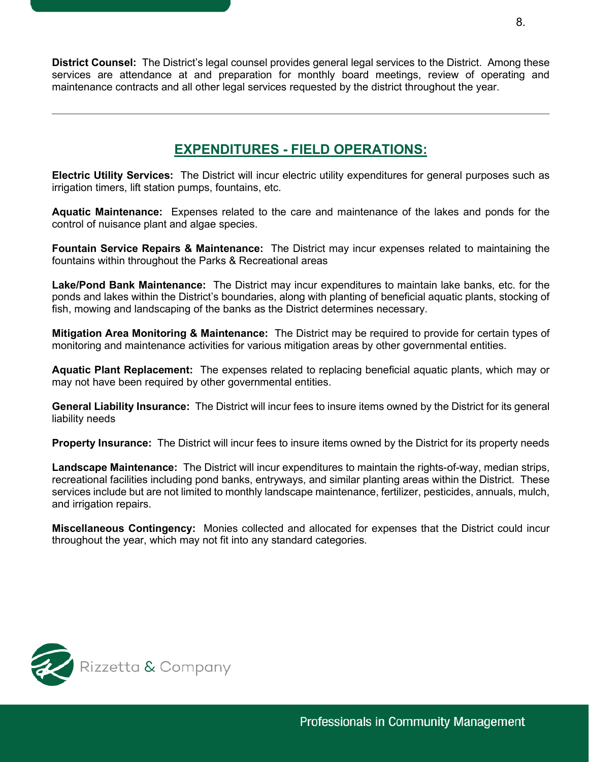**District Counsel:** The District's legal counsel provides general legal services to the District. Among these services are attendance at and preparation for monthly board meetings, review of operating and maintenance contracts and all other legal services requested by the district throughout the year.

---

## EXPENDITURES - FIELD OPERATIONS:

**Electric Utility Services:** The District will incur electric utility expenditures for general purposes such as irrigation timers, lift station pumps, fountains, etc.

**Aquatic Maintenance:** Expenses related to the care and maintenance of the lakes and ponds for the control of nuisance plant and algae species.

**Fountain Service Repairs & Maintenance:** The District may incur expenses related to maintaining the fountains within throughout the Parks & Recreational areas

**Lake/Pond Bank Maintenance:** The District may incur expenditures to maintain lake banks, etc. for the ponds and lakes within the District's boundaries, along with planting of beneficial aquatic plants, stocking of fish, mowing and landscaping of the banks as the District determines necessary.

**Mitigation Area Monitoring & Maintenance:** The District may be required to provide for certain types of monitoring and maintenance activities for various mitigation areas by other governmental entities.

**Aquatic Plant Replacement:** The expenses related to replacing beneficial aquatic plants, which may or may not have been required by other governmental entities.

**General Liability Insurance:** The District will incur fees to insure items owned by the District for its general liability needs

**Property Insurance:** The District will incur fees to insure items owned by the District for its property needs

**Landscape Maintenance:** The District will incur expenditures to maintain the rights-of-way, median strips, recreational facilities including pond banks, entryways, and similar planting areas within the District. These services include but are not limited to monthly landscape maintenance, fertilizer, pesticides, annuals, mulch, and irrigation repairs.

**Miscellaneous Contingency:** Monies collected and allocated for expenses that the District could incur throughout the year, which may not fit into any standard categories.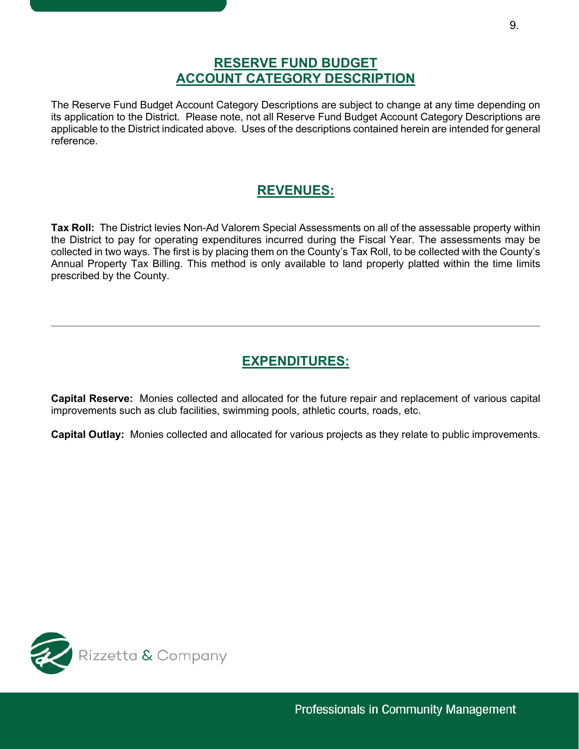# RESERVE FUND BUDGET
# ACCOUNT CATEGORY DESCRIPTION

The Reserve Fund Budget Account Category Descriptions are subject to change at any time depending on its application to the District. Please note, not all Reserve Fund Budget Account Category Descriptions are applicable to the District indicated above. Uses of the descriptions contained herein are intended for general reference.

## REVENUES:

**Tax Roll:** The District levies Non-Ad Valorem Special Assessments on all of the assessable property within the District to pay for operating expenditures incurred during the Fiscal Year. The assessments may be collected in two ways. The first is by placing them on the County's Tax Roll, to be collected with the County's Annual Property Tax Billing. This method is only available to land properly platted within the time limits prescribed by the County.

---

## EXPENDITURES:

**Capital Reserve:** Monies collected and allocated for the future repair and replacement of various capital improvements such as club facilities, swimming pools, athletic courts, roads, etc.

**Capital Outlay:** Monies collected and allocated for various projects as they relate to public improvements.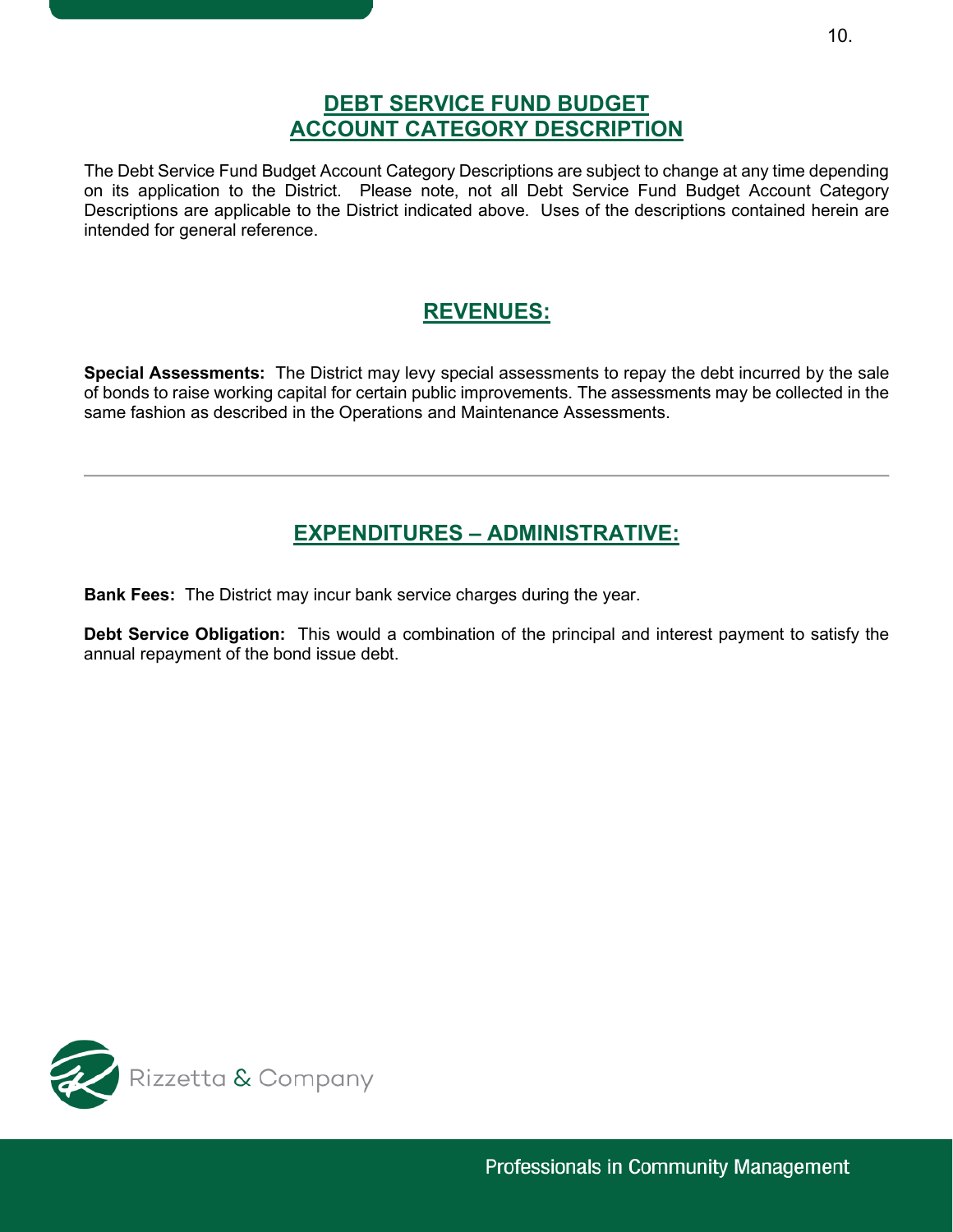# DEBT SERVICE FUND BUDGET
# ACCOUNT CATEGORY DESCRIPTION

The Debt Service Fund Budget Account Category Descriptions are subject to change at any time depending on its application to the District. Please note, not all Debt Service Fund Budget Account Category Descriptions are applicable to the District indicated above. Uses of the descriptions contained herein are intended for general reference.

## REVENUES:

**Special Assessments:** The District may levy special assessments to repay the debt incurred by the sale of bonds to raise working capital for certain public improvements. The assessments may be collected in the same fashion as described in the Operations and Maintenance Assessments.

---

## EXPENDITURES – ADMINISTRATIVE:

**Bank Fees:** The District may incur bank service charges during the year.

**Debt Service Obligation:** This would a combination of the principal and interest payment to satisfy the annual repayment of the bond issue debt.

Rizzetta & Company

Professionals in Community Management